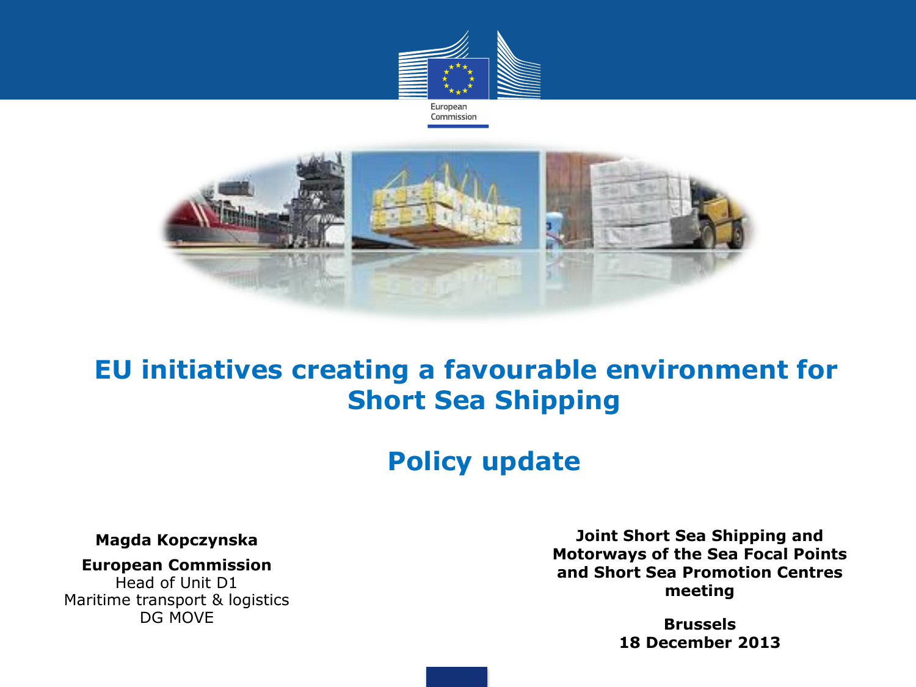European Commission

# EU initiatives creating a favourable environment for Short Sea Shipping

## Policy update

**Magda Kopczynska**

**European Commission**
Head of Unit D1
Maritime transport & logistics
DG MOVE

**Joint Short Sea Shipping and Motorways of the Sea Focal Points and Short Sea Promotion Centres meeting**

**Brussels**
**18 December 2013**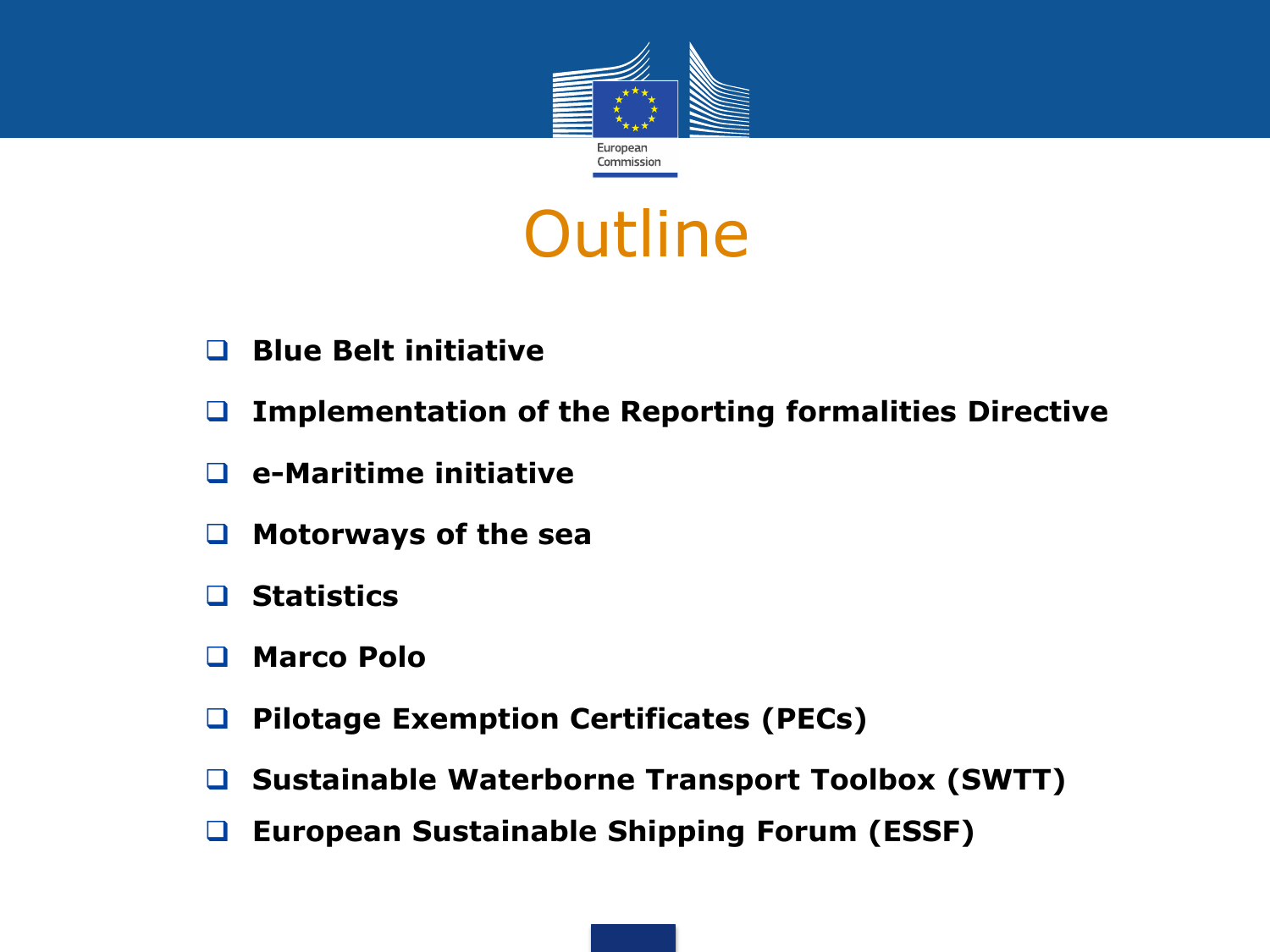# Outline

- **Blue Belt initiative**
- **Implementation of the Reporting formalities Directive**
- **e-Maritime initiative**
- **Motorways of the sea**
- **Statistics**
- **Marco Polo**
- **Pilotage Exemption Certificates (PECs)**
- **Sustainable Waterborne Transport Toolbox (SWTT)**
- **European Sustainable Shipping Forum (ESSF)**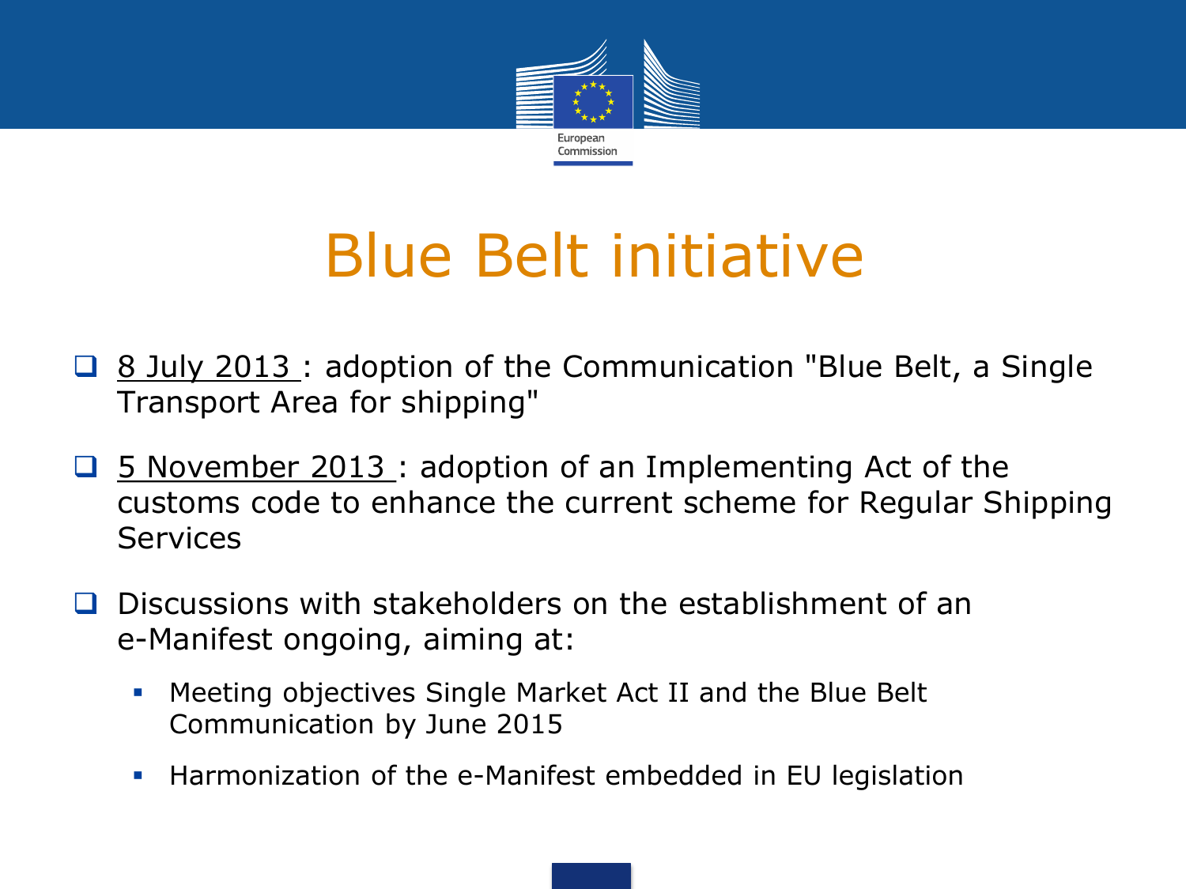# Blue Belt initiative

- 8 July 2013 : adoption of the Communication "Blue Belt, a Single Transport Area for shipping"
- 5 November 2013 : adoption of an Implementing Act of the customs code to enhance the current scheme for Regular Shipping Services
- Discussions with stakeholders on the establishment of an e-Manifest ongoing, aiming at:
  - Meeting objectives Single Market Act II and the Blue Belt Communication by June 2015
  - Harmonization of the e-Manifest embedded in EU legislation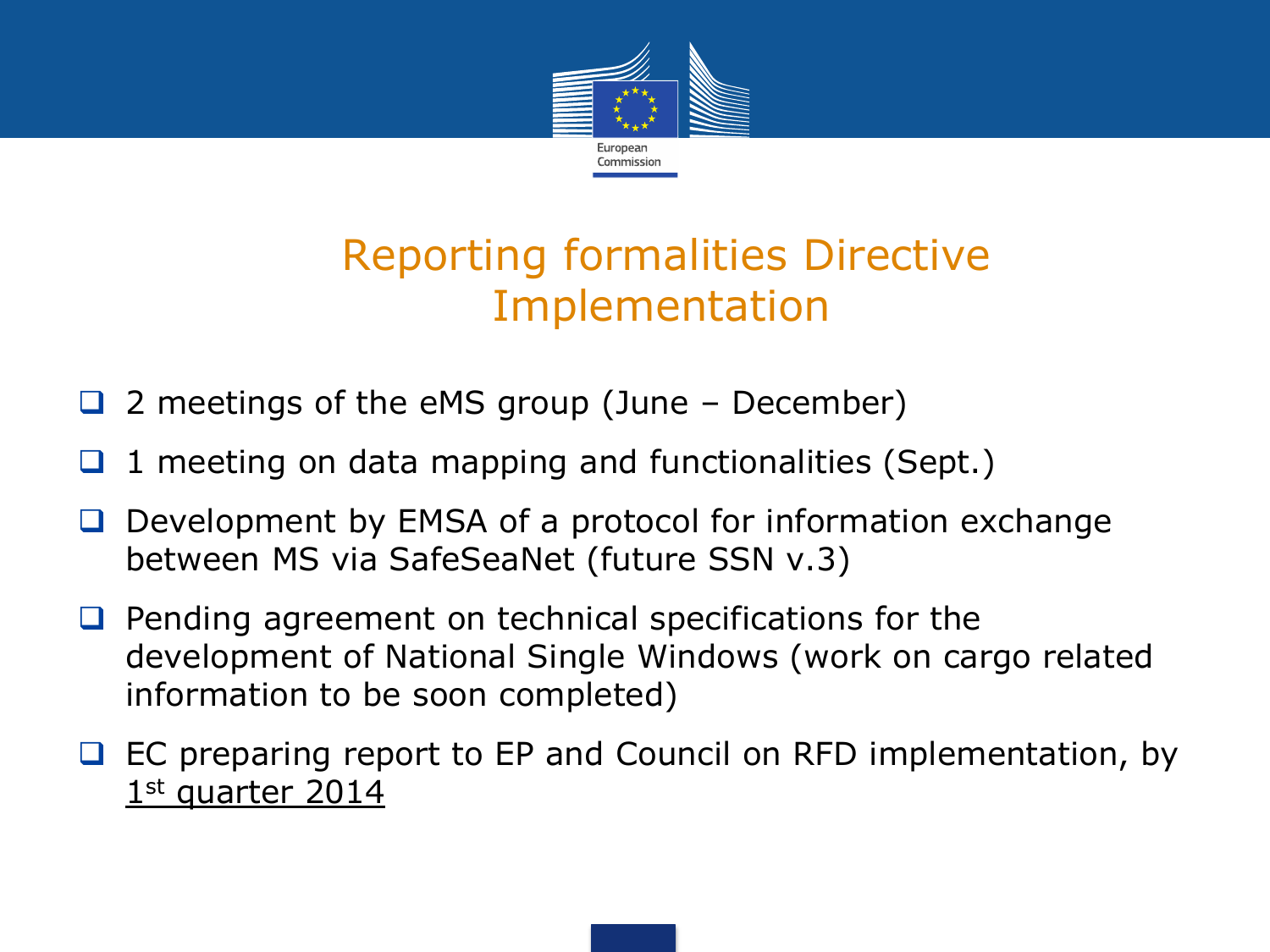# Reporting formalities Directive Implementation

- 2 meetings of the eMS group (June – December)
- 1 meeting on data mapping and functionalities (Sept.)
- Development by EMSA of a protocol for information exchange between MS via SafeSeaNet (future SSN v.3)
- Pending agreement on technical specifications for the development of National Single Windows (work on cargo related information to be soon completed)
- EC preparing report to EP and Council on RFD implementation, by 1st quarter 2014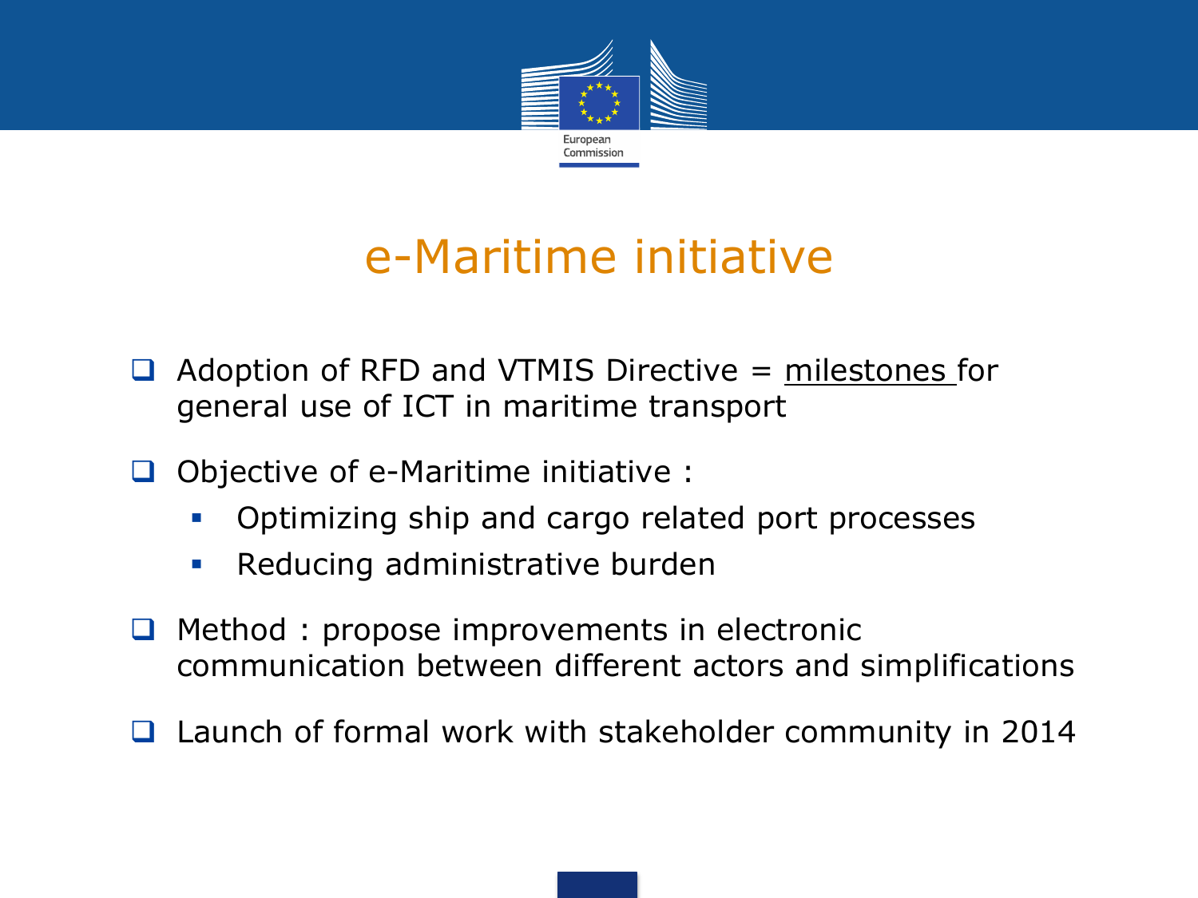# e-Maritime initiative

- Adoption of RFD and VTMIS Directive = milestones for general use of ICT in maritime transport
- Objective of e-Maritime initiative :
  - Optimizing ship and cargo related port processes
  - Reducing administrative burden
- Method : propose improvements in electronic communication between different actors and simplifications
- Launch of formal work with stakeholder community in 2014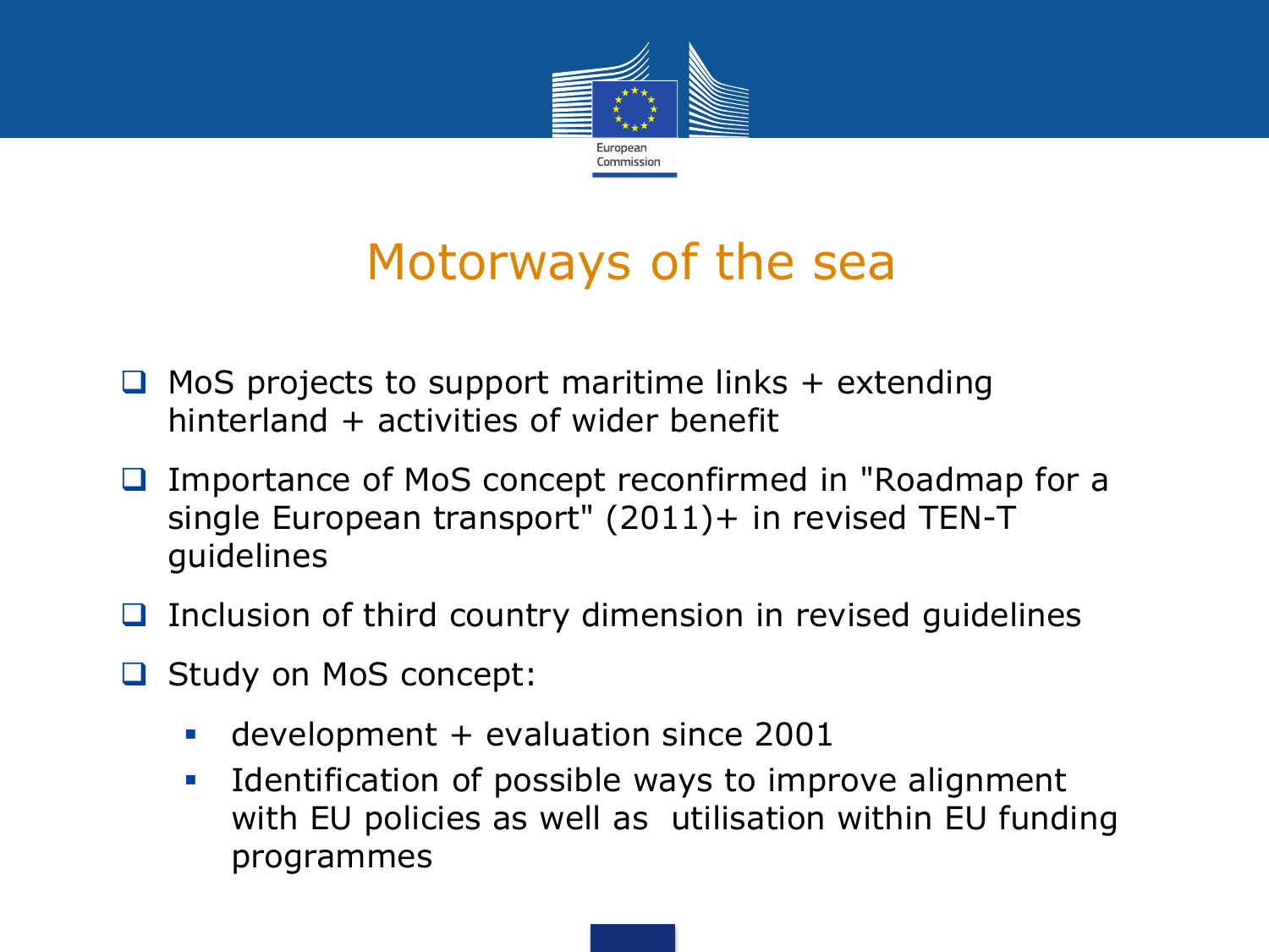# Motorways of the sea

- MoS projects to support maritime links + extending hinterland + activities of wider benefit
- Importance of MoS concept reconfirmed in "Roadmap for a single European transport" (2011)+ in revised TEN-T guidelines
- Inclusion of third country dimension in revised guidelines
- Study on MoS concept:
  - development + evaluation since 2001
  - Identification of possible ways to improve alignment with EU policies as well as utilisation within EU funding programmes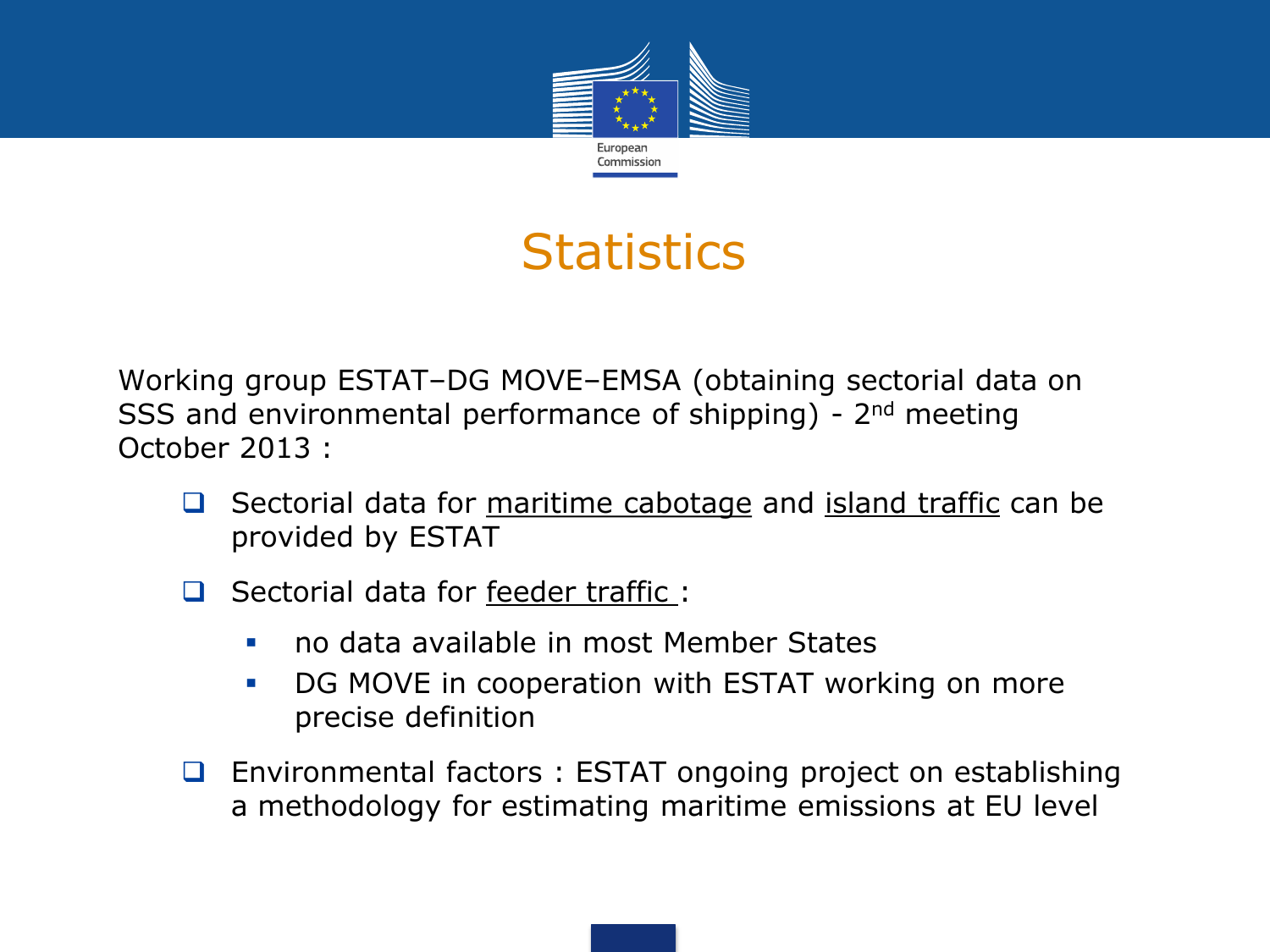# Statistics

Working group ESTAT–DG MOVE–EMSA (obtaining sectorial data on SSS and environmental performance of shipping) - 2nd meeting October 2013 :

- Sectorial data for maritime cabotage and island traffic can be provided by ESTAT
- Sectorial data for feeder traffic :
  - no data available in most Member States
  - DG MOVE in cooperation with ESTAT working on more precise definition
- Environmental factors : ESTAT ongoing project on establishing a methodology for estimating maritime emissions at EU level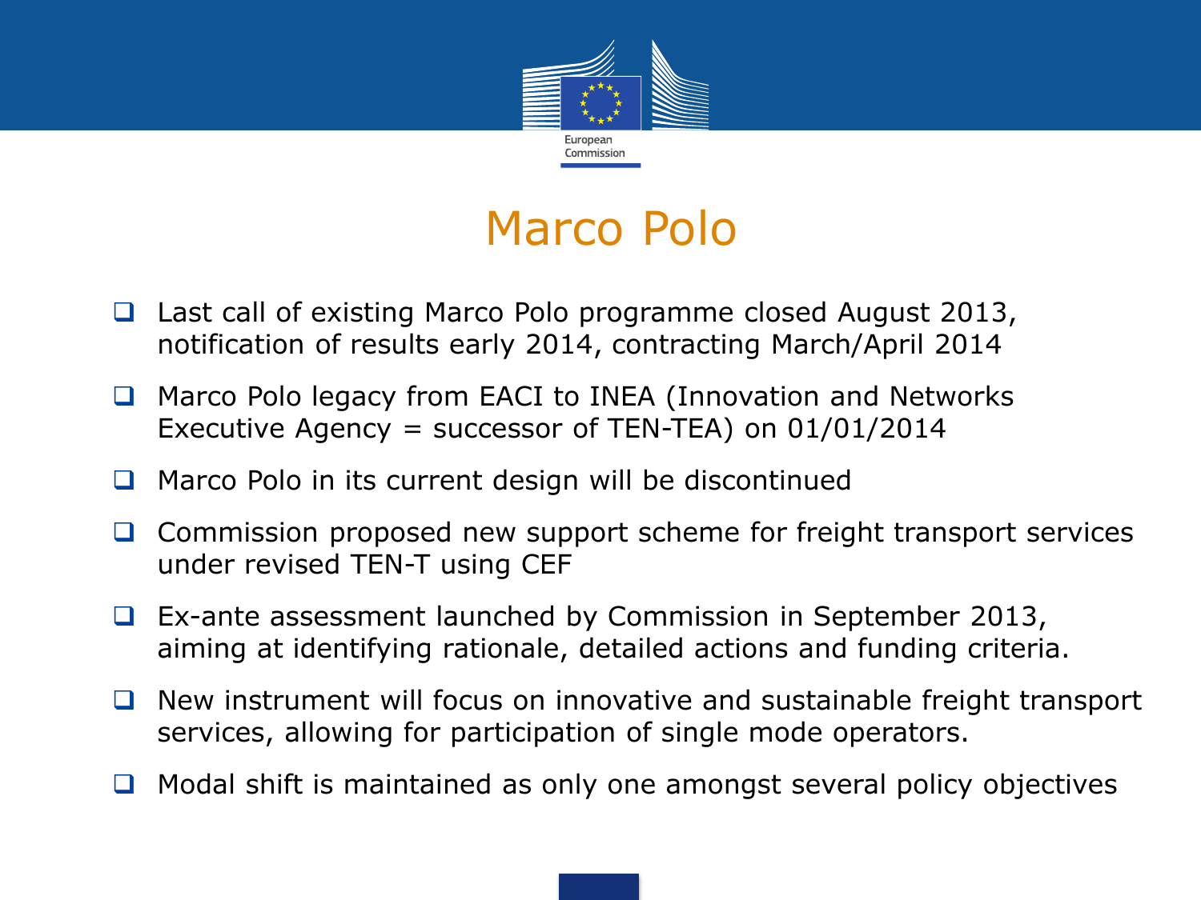# Marco Polo

- Last call of existing Marco Polo programme closed August 2013, notification of results early 2014, contracting March/April 2014
- Marco Polo legacy from EACI to INEA (Innovation and Networks Executive Agency = successor of TEN-TEA) on 01/01/2014
- Marco Polo in its current design will be discontinued
- Commission proposed new support scheme for freight transport services under revised TEN-T using CEF
- Ex-ante assessment launched by Commission in September 2013, aiming at identifying rationale, detailed actions and funding criteria.
- New instrument will focus on innovative and sustainable freight transport services, allowing for participation of single mode operators.
- Modal shift is maintained as only one amongst several policy objectives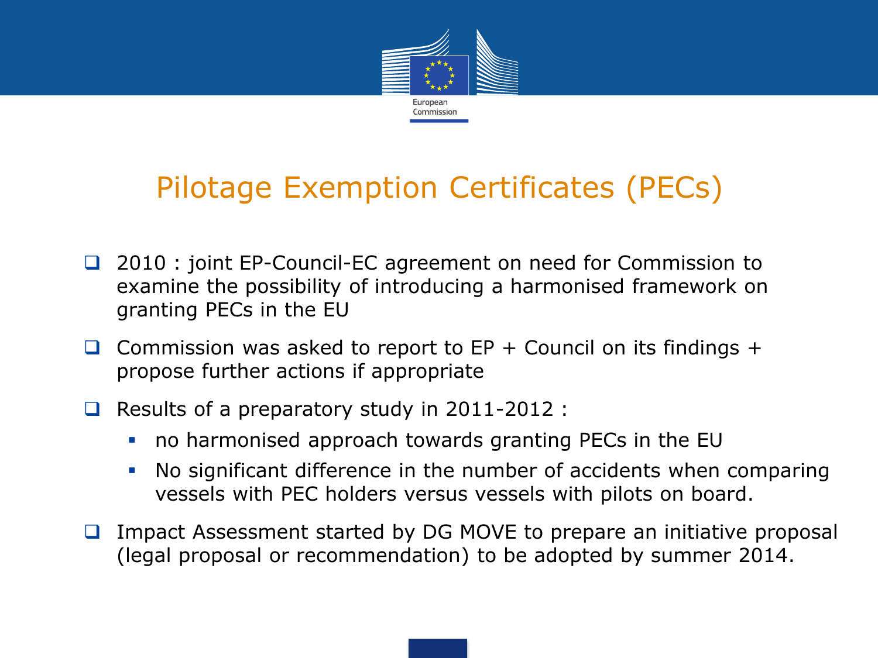# Pilotage Exemption Certificates (PECs)

- 2010 : joint EP-Council-EC agreement on need for Commission to examine the possibility of introducing a harmonised framework on granting PECs in the EU
- Commission was asked to report to EP + Council on its findings + propose further actions if appropriate
- Results of a preparatory study in 2011-2012 :
  - no harmonised approach towards granting PECs in the EU
  - No significant difference in the number of accidents when comparing vessels with PEC holders versus vessels with pilots on board.
- Impact Assessment started by DG MOVE to prepare an initiative proposal (legal proposal or recommendation) to be adopted by summer 2014.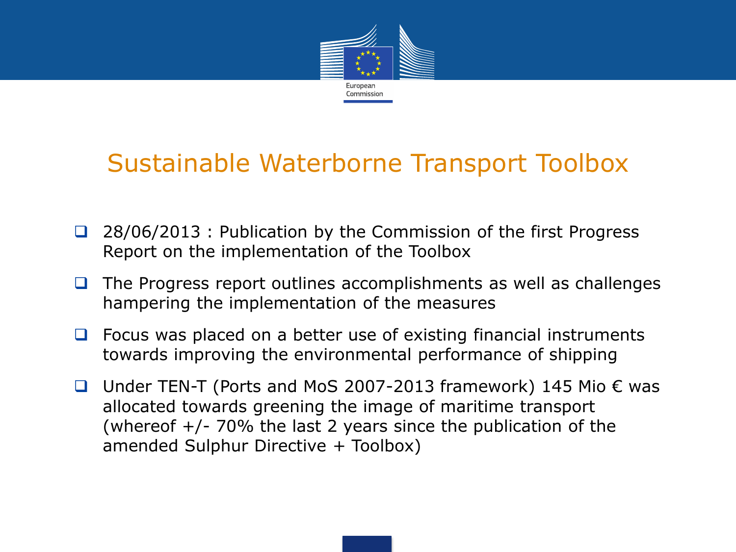# Sustainable Waterborne Transport Toolbox

- 28/06/2013 : Publication by the Commission of the first Progress Report on the implementation of the Toolbox
- The Progress report outlines accomplishments as well as challenges hampering the implementation of the measures
- Focus was placed on a better use of existing financial instruments towards improving the environmental performance of shipping
- Under TEN-T (Ports and MoS 2007-2013 framework) 145 Mio € was allocated towards greening the image of maritime transport (whereof +/- 70% the last 2 years since the publication of the amended Sulphur Directive + Toolbox)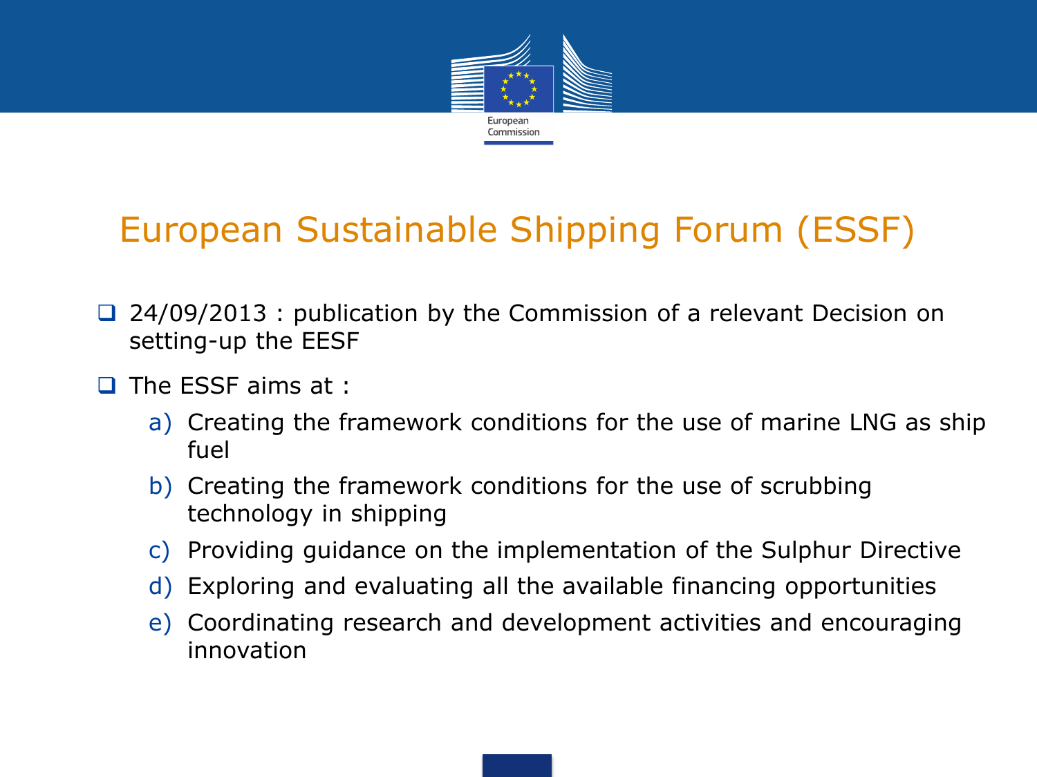# European Sustainable Shipping Forum (ESSF)

- 24/09/2013 : publication by the Commission of a relevant Decision on setting-up the EESF
- The ESSF aims at :
  a) Creating the framework conditions for the use of marine LNG as ship fuel
  b) Creating the framework conditions for the use of scrubbing technology in shipping
  c) Providing guidance on the implementation of the Sulphur Directive
  d) Exploring and evaluating all the available financing opportunities
  e) Coordinating research and development activities and encouraging innovation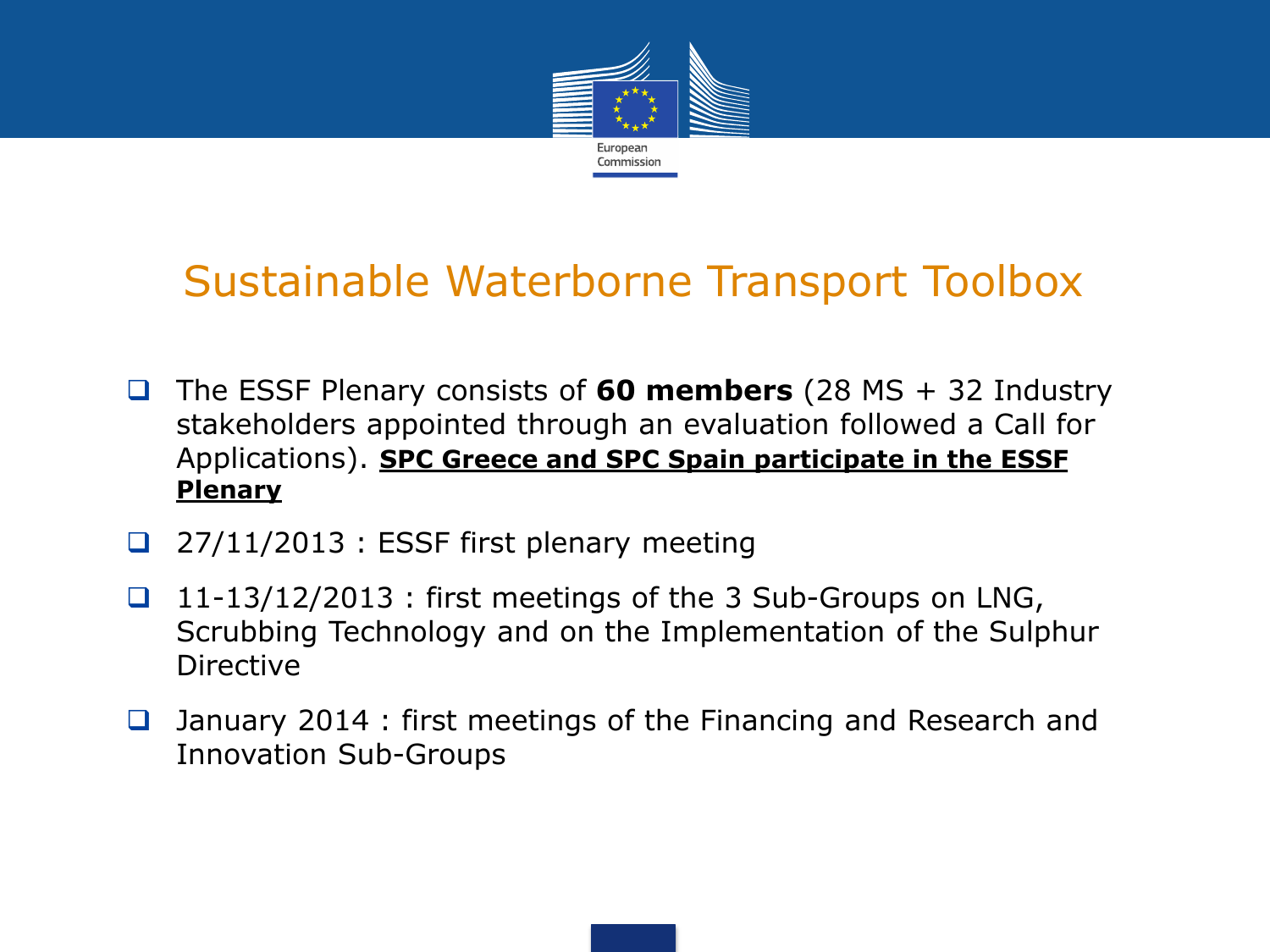# Sustainable Waterborne Transport Toolbox

- The ESSF Plenary consists of **60 members** (28 MS + 32 Industry stakeholders appointed through an evaluation followed a Call for Applications). **SPC Greece and SPC Spain participate in the ESSF Plenary**
- 27/11/2013 : ESSF first plenary meeting
- 11-13/12/2013 : first meetings of the 3 Sub-Groups on LNG, Scrubbing Technology and on the Implementation of the Sulphur Directive
- January 2014 : first meetings of the Financing and Research and Innovation Sub-Groups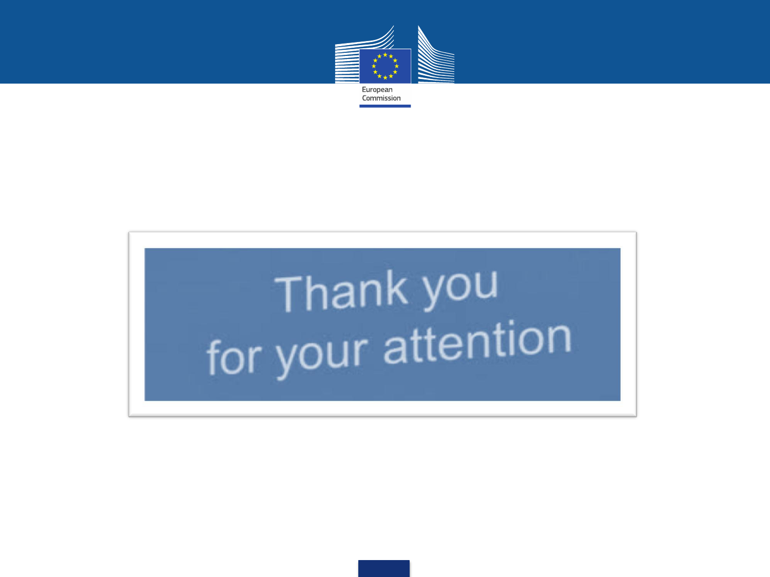European Commission

Thank you for your attention